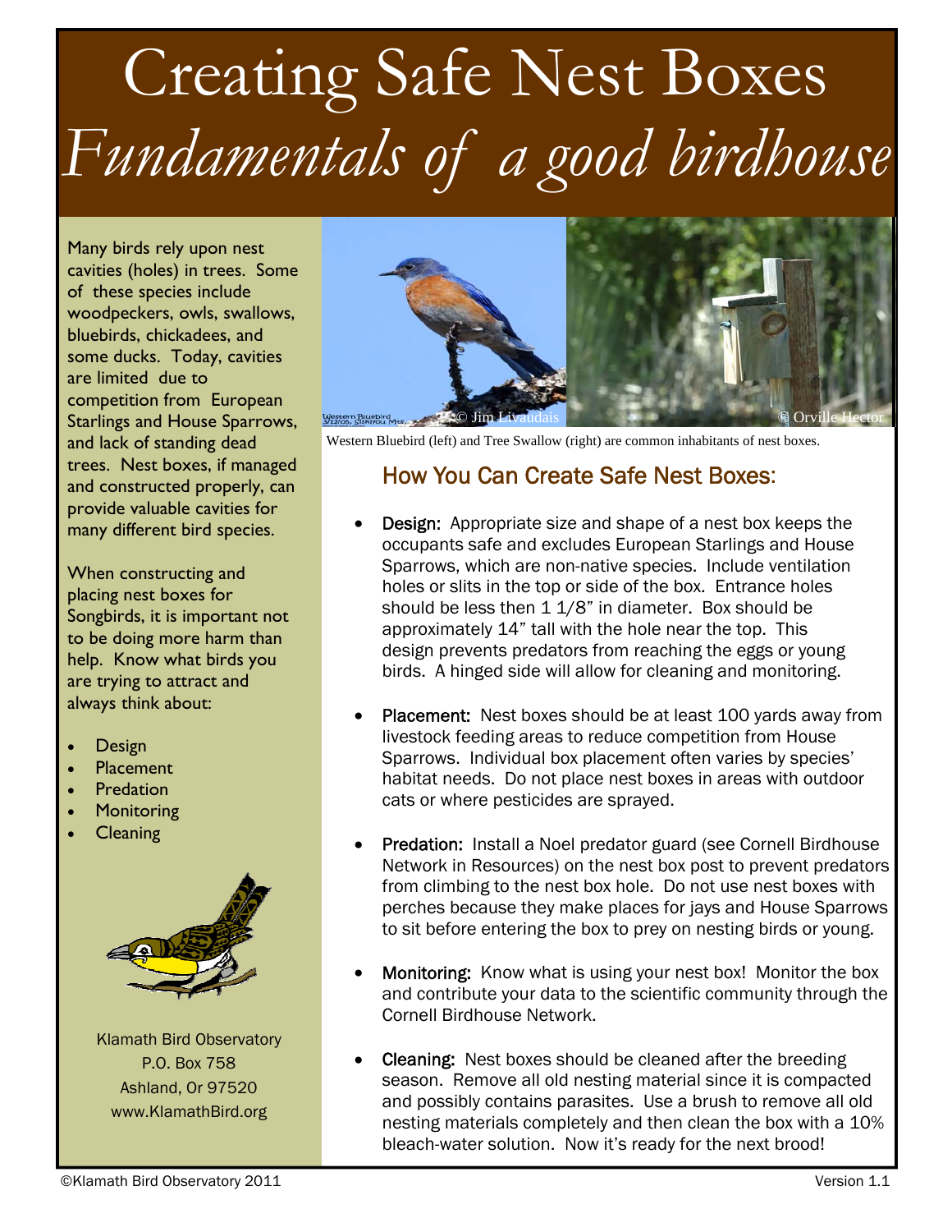# Creating Safe Nest Boxes

## *Fundamentals of a good birdhouse*

Many birds rely upon nest cavities (holes) in trees. Some of these species include woodpeckers, owls, swallows, bluebirds, chickadees, and some ducks. Today, cavities are limited due to competition from European Starlings and House Sparrows, and lack of standing dead trees. Nest boxes, if managed and constructed properly, can provide valuable cavities for many different bird species.

When constructing and placing nest boxes for Songbirds, it is important not to be doing more harm than help. Know what birds you are trying to attract and always think about:

- Design
- Placement
- Predation
- Monitoring
- Cleaning

Klamath Bird Observatory
P.O. Box 758
Ashland, Or 97520
www.KlamathBird.org

© Jim Livaudais © Orville Hector

Western Bluebird (left) and Tree Swallow (right) are common inhabitants of nest boxes.

## How You Can Create Safe Nest Boxes:

- **Design:** Appropriate size and shape of a nest box keeps the occupants safe and excludes European Starlings and House Sparrows, which are non-native species. Include ventilation holes or slits in the top or side of the box. Entrance holes should be less then 1 1/8" in diameter. Box should be approximately 14" tall with the hole near the top. This design prevents predators from reaching the eggs or young birds. A hinged side will allow for cleaning and monitoring.

- **Placement:** Nest boxes should be at least 100 yards away from livestock feeding areas to reduce competition from House Sparrows. Individual box placement often varies by species' habitat needs. Do not place nest boxes in areas with outdoor cats or where pesticides are sprayed.

- **Predation:** Install a Noel predator guard (see Cornell Birdhouse Network in Resources) on the nest box post to prevent predators from climbing to the nest box hole. Do not use nest boxes with perches because they make places for jays and House Sparrows to sit before entering the box to prey on nesting birds or young.

- **Monitoring:** Know what is using your nest box! Monitor the box and contribute your data to the scientific community through the Cornell Birdhouse Network.

- **Cleaning:** Nest boxes should be cleaned after the breeding season. Remove all old nesting material since it is compacted and possibly contains parasites. Use a brush to remove all old nesting materials completely and then clean the box with a 10% bleach-water solution. Now it's ready for the next brood!

©Klamath Bird Observatory 2011 Version 1.1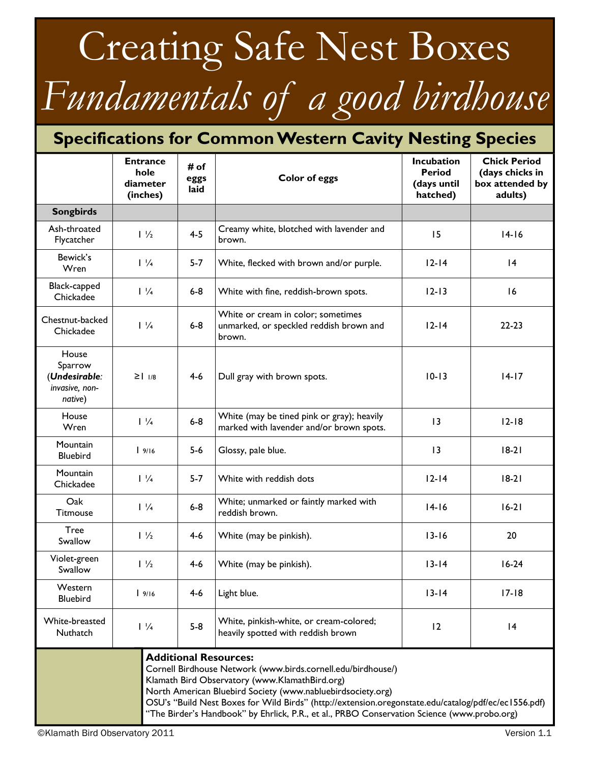# Creating Safe Nest Boxes

## *Fundamentals of a good birdhouse*

### Specifications for Common Western Cavity Nesting Species

| | Entrance hole diameter (inches) | # of eggs laid | Color of eggs | Incubation Period (days until hatched) | Chick Period (days chicks in box attended by adults) |
|---|---|---|---|---|---|
| **Songbirds** | | | | | |
| Ash-throated Flycatcher | 1 ½ | 4-5 | Creamy white, blotched with lavender and brown. | 15 | 14-16 |
| Bewick's Wren | 1 ¼ | 5-7 | White, flecked with brown and/or purple. | 12-14 | 14 |
| Black-capped Chickadee | 1 ¼ | 6-8 | White with fine, reddish-brown spots. | 12-13 | 16 |
| Chestnut-backed Chickadee | 1 ¼ | 6-8 | White or cream in color; sometimes unmarked, or speckled reddish brown and brown. | 12-14 | 22-23 |
| House Sparrow (***Undesirable***: *invasive, non-native*) | ≥1 1/8 | 4-6 | Dull gray with brown spots. | 10-13 | 14-17 |
| House Wren | 1 ¼ | 6-8 | White (may be tined pink or gray); heavily marked with lavender and/or brown spots. | 13 | 12-18 |
| Mountain Bluebird | 1 9/16 | 5-6 | Glossy, pale blue. | 13 | 18-21 |
| Mountain Chickadee | 1 ¼ | 5-7 | White with reddish dots | 12-14 | 18-21 |
| Oak Titmouse | 1 ¼ | 6-8 | White; unmarked or faintly marked with reddish brown. | 14-16 | 16-21 |
| Tree Swallow | 1 ½ | 4-6 | White (may be pinkish). | 13-16 | 20 |
| Violet-green Swallow | 1 ½ | 4-6 | White (may be pinkish). | 13-14 | 16-24 |
| Western Bluebird | 1 9/16 | 4-6 | Light blue. | 13-14 | 17-18 |
| White-breasted Nuthatch | 1 ¼ | 5-8 | White, pinkish-white, or cream-colored; heavily spotted with reddish brown | 12 | 14 |

**Additional Resources:**
Cornell Birdhouse Network (www.birds.cornell.edu/birdhouse/)
Klamath Bird Observatory (www.KlamathBird.org)
North American Bluebird Society (www.nabluebirdsociety.org)
OSU's "Build Nest Boxes for Wild Birds" (http://extension.oregonstate.edu/catalog/pdf/ec/ec1556.pdf)
"The Birder's Handbook" by Ehrlick, P.R., et al., PRBO Conservation Science (www.probo.org)

©Klamath Bird Observatory 2011 Version 1.1